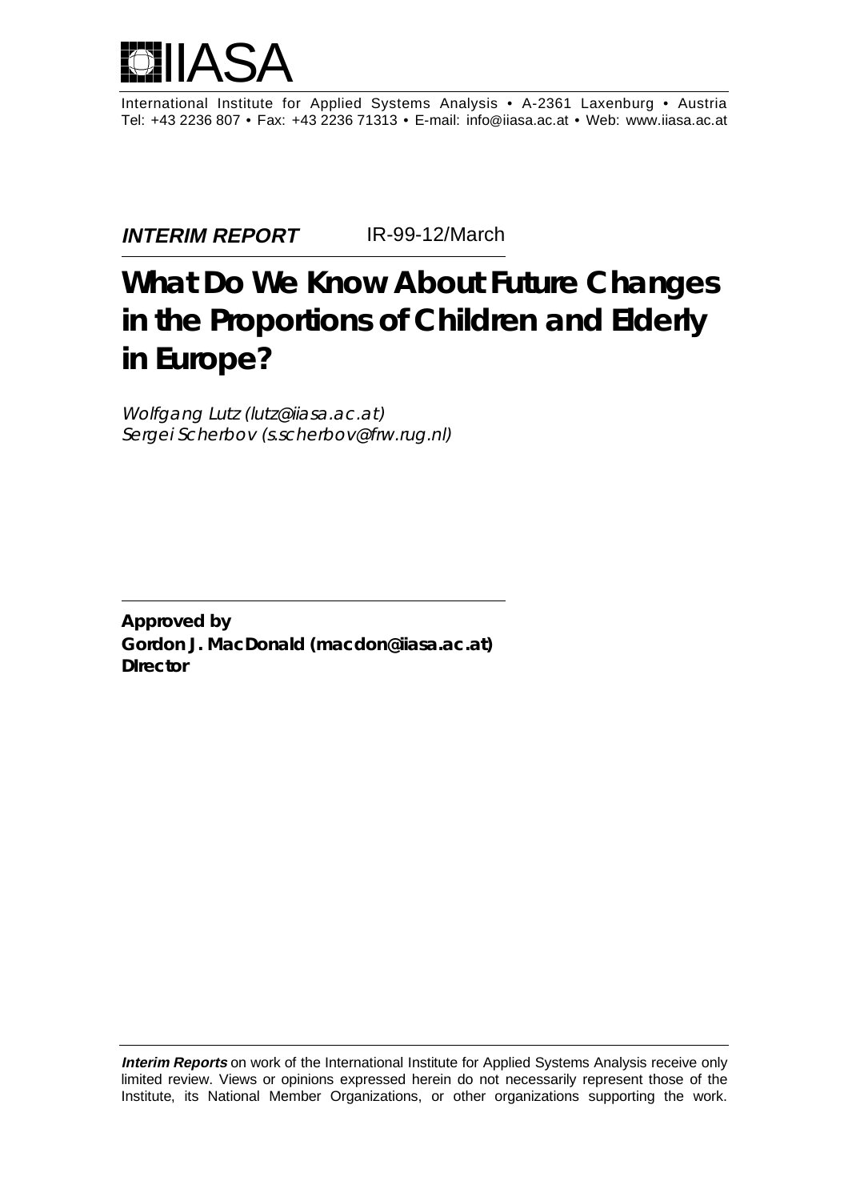IIASA

International Institute for Applied Systems Analysis • A-2361 Laxenburg • Austria
Tel: +43 2236 807 • Fax: +43 2236 71313 • E-mail: info@iiasa.ac.at • Web: www.iiasa.ac.at

***INTERIM REPORT*** IR-99-12/March

# What Do We Know About Future Changes in the Proportions of Children and Elderly in Europe?

*Wolfgang Lutz (lutz@iiasa.ac.at)*
*Sergei Scherbov (s.scherbov@frw.rug.nl)*

**Approved by**
**Gordon J. MacDonald (macdon@iiasa.ac.at)**
**DIrector**

***Interim Reports*** on work of the International Institute for Applied Systems Analysis receive only limited review. Views or opinions expressed herein do not necessarily represent those of the Institute, its National Member Organizations, or other organizations supporting the work.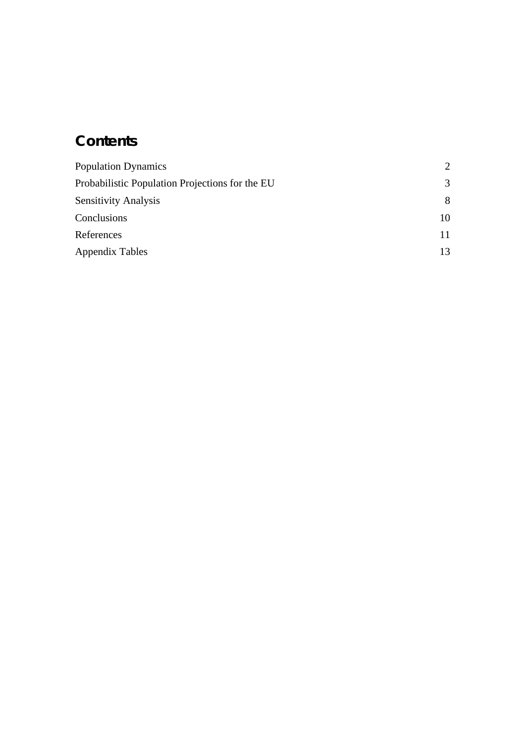## Contents

| | |
|---|---|
| Population Dynamics | 2 |
| Probabilistic Population Projections for the EU | 3 |
| Sensitivity Analysis | 8 |
| Conclusions | 10 |
| References | 11 |
| Appendix Tables | 13 |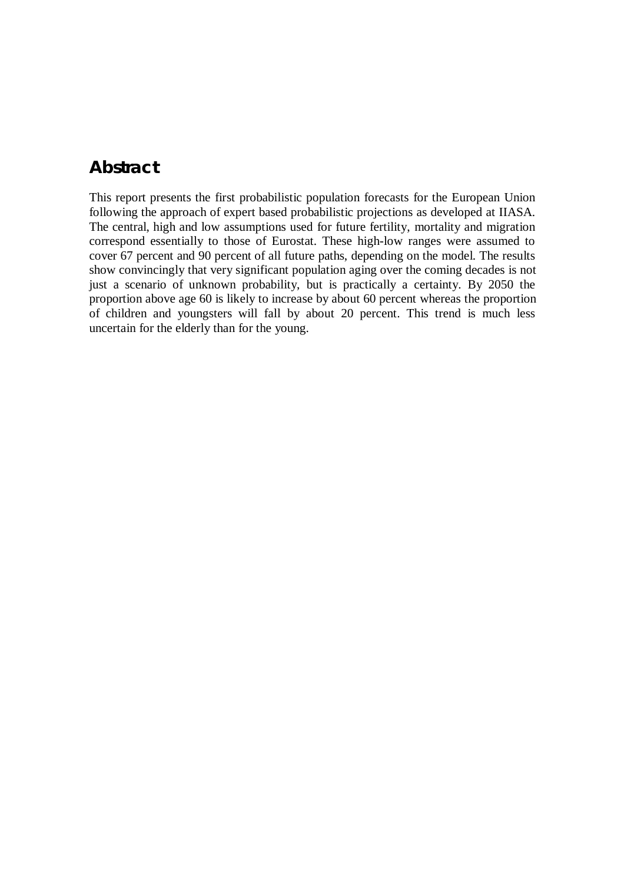## Abstract

This report presents the first probabilistic population forecasts for the European Union following the approach of expert based probabilistic projections as developed at IIASA. The central, high and low assumptions used for future fertility, mortality and migration correspond essentially to those of Eurostat. These high-low ranges were assumed to cover 67 percent and 90 percent of all future paths, depending on the model. The results show convincingly that very significant population aging over the coming decades is not just a scenario of unknown probability, but is practically a certainty. By 2050 the proportion above age 60 is likely to increase by about 60 percent whereas the proportion of children and youngsters will fall by about 20 percent. This trend is much less uncertain for the elderly than for the young.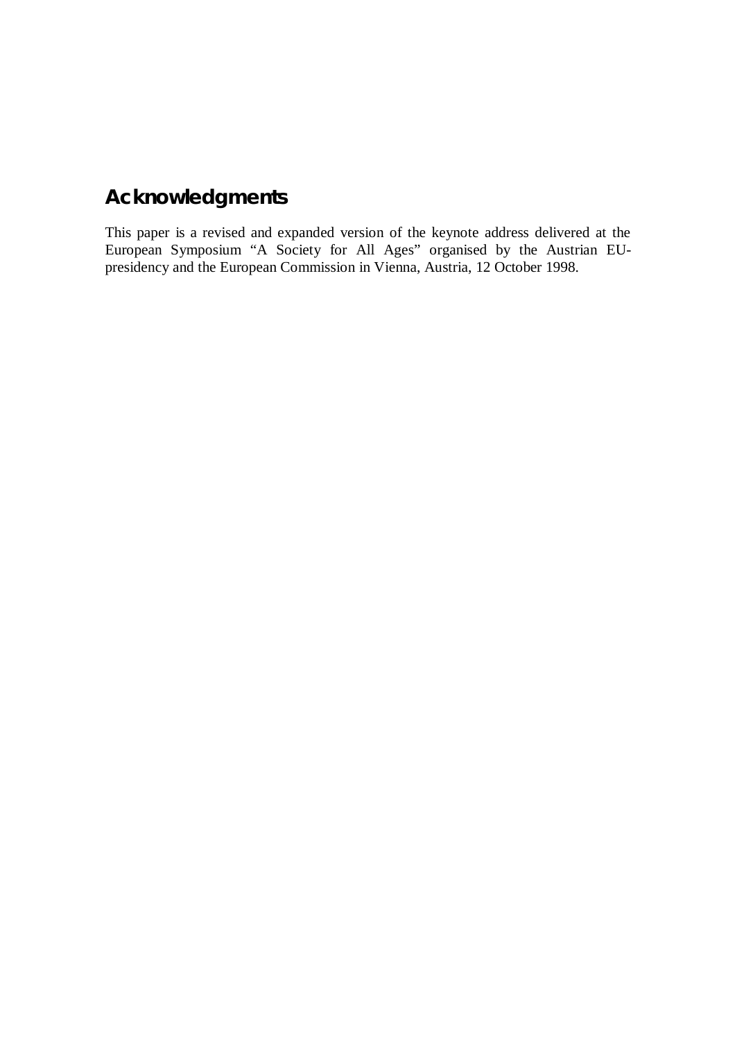## Acknowledgments

This paper is a revised and expanded version of the keynote address delivered at the European Symposium "A Society for All Ages" organised by the Austrian EU-presidency and the European Commission in Vienna, Austria, 12 October 1998.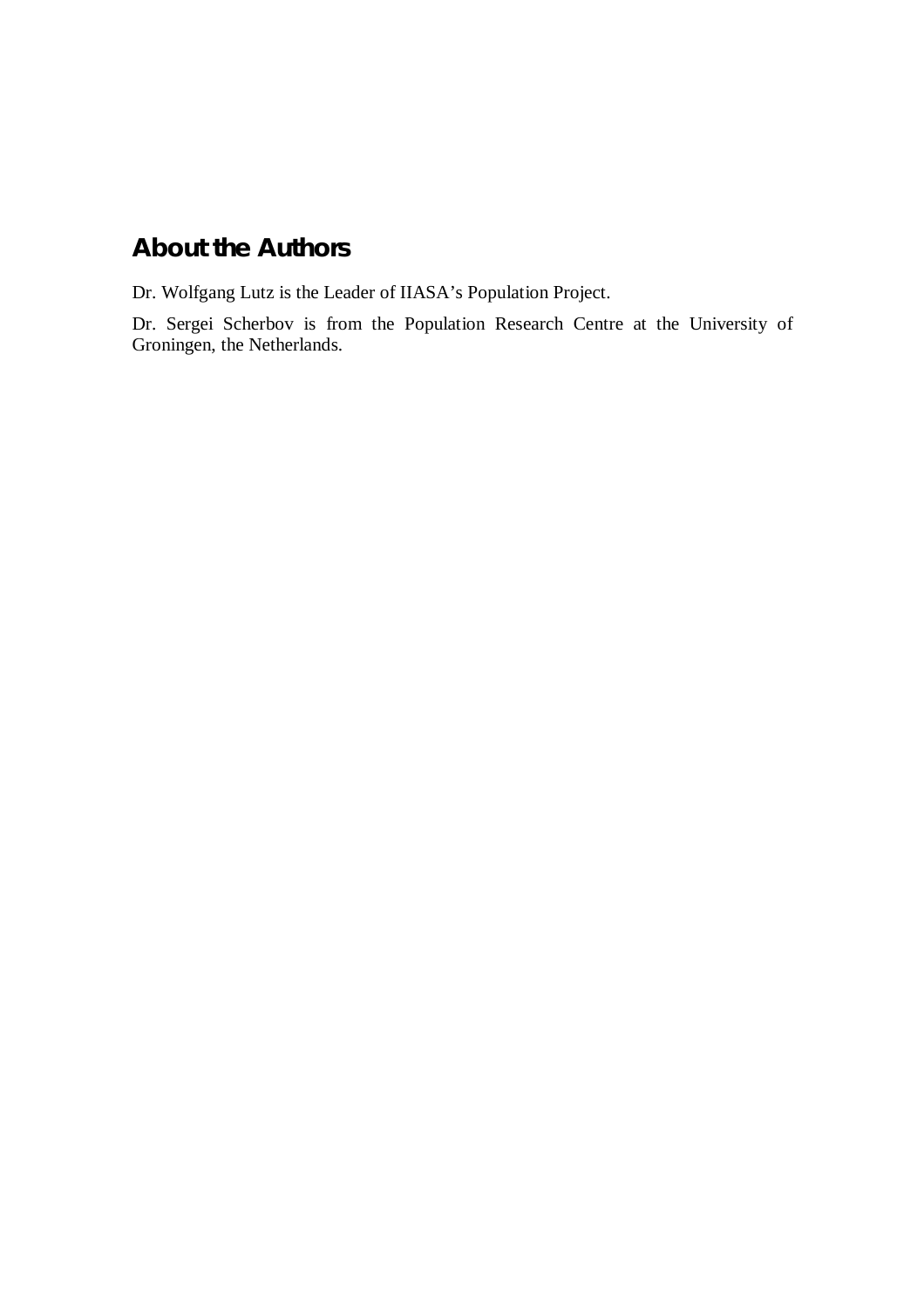## About the Authors

Dr. Wolfgang Lutz is the Leader of IIASA's Population Project.

Dr. Sergei Scherbov is from the Population Research Centre at the University of Groningen, the Netherlands.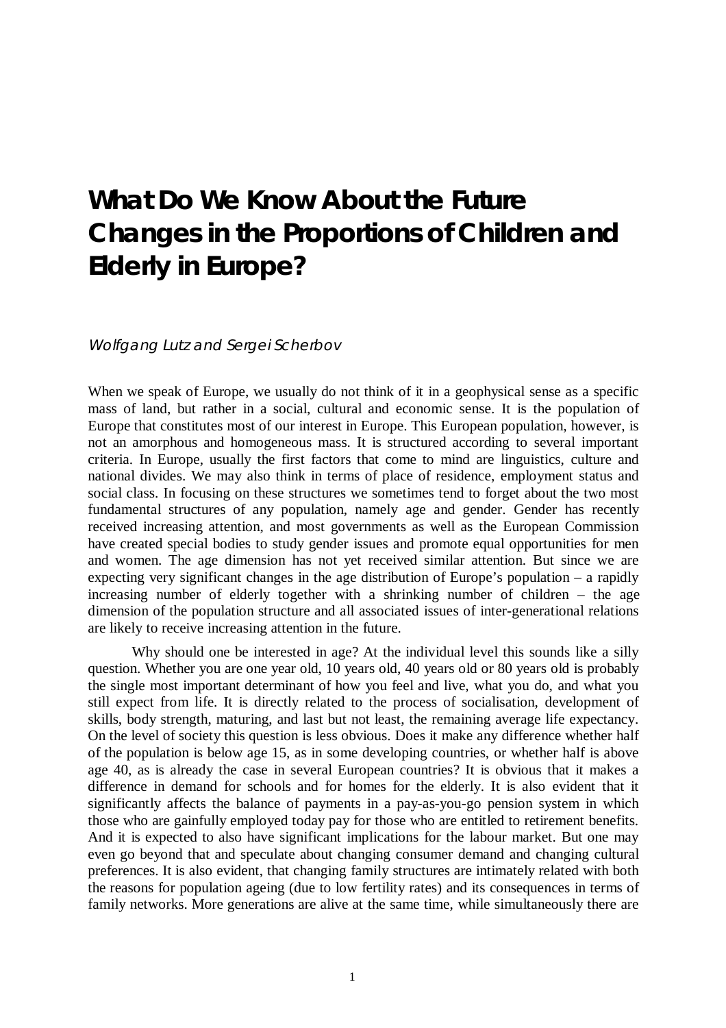# What Do We Know About the Future Changes in the Proportions of Children and Elderly in Europe?

*Wolfgang Lutz and Sergei Scherbov*

When we speak of Europe, we usually do not think of it in a geophysical sense as a specific mass of land, but rather in a social, cultural and economic sense. It is the population of Europe that constitutes most of our interest in Europe. This European population, however, is not an amorphous and homogeneous mass. It is structured according to several important criteria. In Europe, usually the first factors that come to mind are linguistics, culture and national divides. We may also think in terms of place of residence, employment status and social class. In focusing on these structures we sometimes tend to forget about the two most fundamental structures of any population, namely age and gender. Gender has recently received increasing attention, and most governments as well as the European Commission have created special bodies to study gender issues and promote equal opportunities for men and women. The age dimension has not yet received similar attention. But since we are expecting very significant changes in the age distribution of Europe's population – a rapidly increasing number of elderly together with a shrinking number of children – the age dimension of the population structure and all associated issues of inter-generational relations are likely to receive increasing attention in the future.

Why should one be interested in age? At the individual level this sounds like a silly question. Whether you are one year old, 10 years old, 40 years old or 80 years old is probably the single most important determinant of how you feel and live, what you do, and what you still expect from life. It is directly related to the process of socialisation, development of skills, body strength, maturing, and last but not least, the remaining average life expectancy. On the level of society this question is less obvious. Does it make any difference whether half of the population is below age 15, as in some developing countries, or whether half is above age 40, as is already the case in several European countries? It is obvious that it makes a difference in demand for schools and for homes for the elderly. It is also evident that it significantly affects the balance of payments in a pay-as-you-go pension system in which those who are gainfully employed today pay for those who are entitled to retirement benefits. And it is expected to also have significant implications for the labour market. But one may even go beyond that and speculate about changing consumer demand and changing cultural preferences. It is also evident, that changing family structures are intimately related with both the reasons for population ageing (due to low fertility rates) and its consequences in terms of family networks. More generations are alive at the same time, while simultaneously there are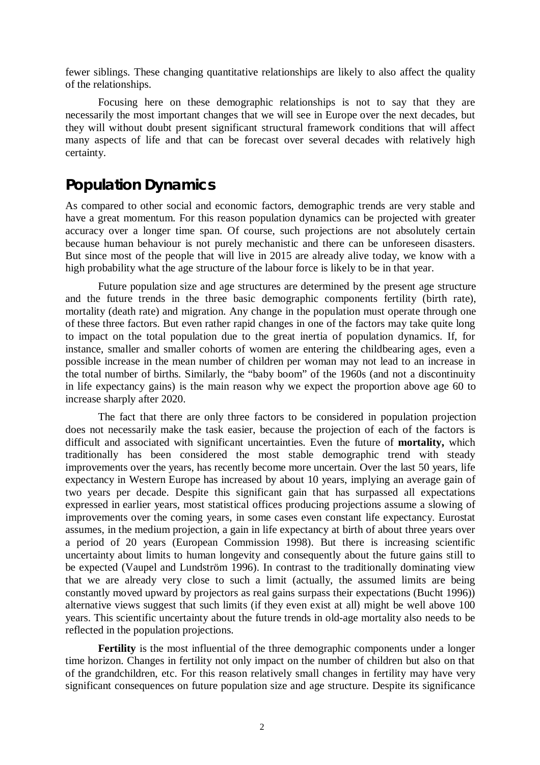fewer siblings. These changing quantitative relationships are likely to also affect the quality of the relationships.

Focusing here on these demographic relationships is not to say that they are necessarily the most important changes that we will see in Europe over the next decades, but they will without doubt present significant structural framework conditions that will affect many aspects of life and that can be forecast over several decades with relatively high certainty.

## Population Dynamics

As compared to other social and economic factors, demographic trends are very stable and have a great momentum. For this reason population dynamics can be projected with greater accuracy over a longer time span. Of course, such projections are not absolutely certain because human behaviour is not purely mechanistic and there can be unforeseen disasters. But since most of the people that will live in 2015 are already alive today, we know with a high probability what the age structure of the labour force is likely to be in that year.

Future population size and age structures are determined by the present age structure and the future trends in the three basic demographic components fertility (birth rate), mortality (death rate) and migration. Any change in the population must operate through one of these three factors. But even rather rapid changes in one of the factors may take quite long to impact on the total population due to the great inertia of population dynamics. If, for instance, smaller and smaller cohorts of women are entering the childbearing ages, even a possible increase in the mean number of children per woman may not lead to an increase in the total number of births. Similarly, the "baby boom" of the 1960s (and not a discontinuity in life expectancy gains) is the main reason why we expect the proportion above age 60 to increase sharply after 2020.

The fact that there are only three factors to be considered in population projection does not necessarily make the task easier, because the projection of each of the factors is difficult and associated with significant uncertainties. Even the future of **mortality,** which traditionally has been considered the most stable demographic trend with steady improvements over the years, has recently become more uncertain. Over the last 50 years, life expectancy in Western Europe has increased by about 10 years, implying an average gain of two years per decade. Despite this significant gain that has surpassed all expectations expressed in earlier years, most statistical offices producing projections assume a slowing of improvements over the coming years, in some cases even constant life expectancy. Eurostat assumes, in the medium projection, a gain in life expectancy at birth of about three years over a period of 20 years (European Commission 1998). But there is increasing scientific uncertainty about limits to human longevity and consequently about the future gains still to be expected (Vaupel and Lundström 1996). In contrast to the traditionally dominating view that we are already very close to such a limit (actually, the assumed limits are being constantly moved upward by projectors as real gains surpass their expectations (Bucht 1996)) alternative views suggest that such limits (if they even exist at all) might be well above 100 years. This scientific uncertainty about the future trends in old-age mortality also needs to be reflected in the population projections.

**Fertility** is the most influential of the three demographic components under a longer time horizon. Changes in fertility not only impact on the number of children but also on that of the grandchildren, etc. For this reason relatively small changes in fertility may have very significant consequences on future population size and age structure. Despite its significance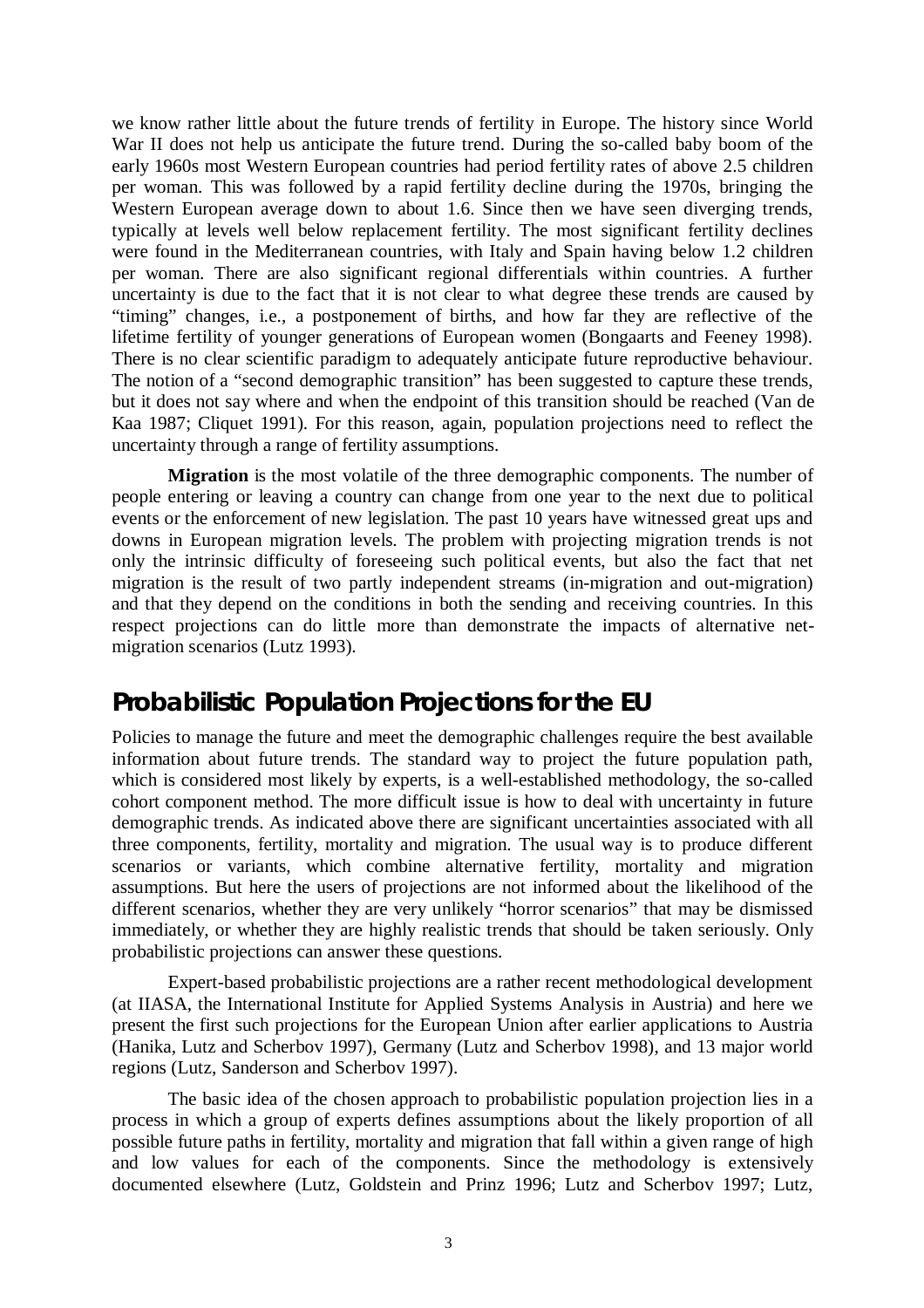we know rather little about the future trends of fertility in Europe. The history since World War II does not help us anticipate the future trend. During the so-called baby boom of the early 1960s most Western European countries had period fertility rates of above 2.5 children per woman. This was followed by a rapid fertility decline during the 1970s, bringing the Western European average down to about 1.6. Since then we have seen diverging trends, typically at levels well below replacement fertility. The most significant fertility declines were found in the Mediterranean countries, with Italy and Spain having below 1.2 children per woman. There are also significant regional differentials within countries. A further uncertainty is due to the fact that it is not clear to what degree these trends are caused by "timing" changes, i.e., a postponement of births, and how far they are reflective of the lifetime fertility of younger generations of European women (Bongaarts and Feeney 1998). There is no clear scientific paradigm to adequately anticipate future reproductive behaviour. The notion of a "second demographic transition" has been suggested to capture these trends, but it does not say where and when the endpoint of this transition should be reached (Van de Kaa 1987; Cliquet 1991). For this reason, again, population projections need to reflect the uncertainty through a range of fertility assumptions.

**Migration** is the most volatile of the three demographic components. The number of people entering or leaving a country can change from one year to the next due to political events or the enforcement of new legislation. The past 10 years have witnessed great ups and downs in European migration levels. The problem with projecting migration trends is not only the intrinsic difficulty of foreseeing such political events, but also the fact that net migration is the result of two partly independent streams (in-migration and out-migration) and that they depend on the conditions in both the sending and receiving countries. In this respect projections can do little more than demonstrate the impacts of alternative net-migration scenarios (Lutz 1993).

## Probabilistic Population Projections for the EU

Policies to manage the future and meet the demographic challenges require the best available information about future trends. The standard way to project the future population path, which is considered most likely by experts, is a well-established methodology, the so-called cohort component method. The more difficult issue is how to deal with uncertainty in future demographic trends. As indicated above there are significant uncertainties associated with all three components, fertility, mortality and migration. The usual way is to produce different scenarios or variants, which combine alternative fertility, mortality and migration assumptions. But here the users of projections are not informed about the likelihood of the different scenarios, whether they are very unlikely "horror scenarios" that may be dismissed immediately, or whether they are highly realistic trends that should be taken seriously. Only probabilistic projections can answer these questions.

Expert-based probabilistic projections are a rather recent methodological development (at IIASA, the International Institute for Applied Systems Analysis in Austria) and here we present the first such projections for the European Union after earlier applications to Austria (Hanika, Lutz and Scherbov 1997), Germany (Lutz and Scherbov 1998), and 13 major world regions (Lutz, Sanderson and Scherbov 1997).

The basic idea of the chosen approach to probabilistic population projection lies in a process in which a group of experts defines assumptions about the likely proportion of all possible future paths in fertility, mortality and migration that fall within a given range of high and low values for each of the components. Since the methodology is extensively documented elsewhere (Lutz, Goldstein and Prinz 1996; Lutz and Scherbov 1997; Lutz,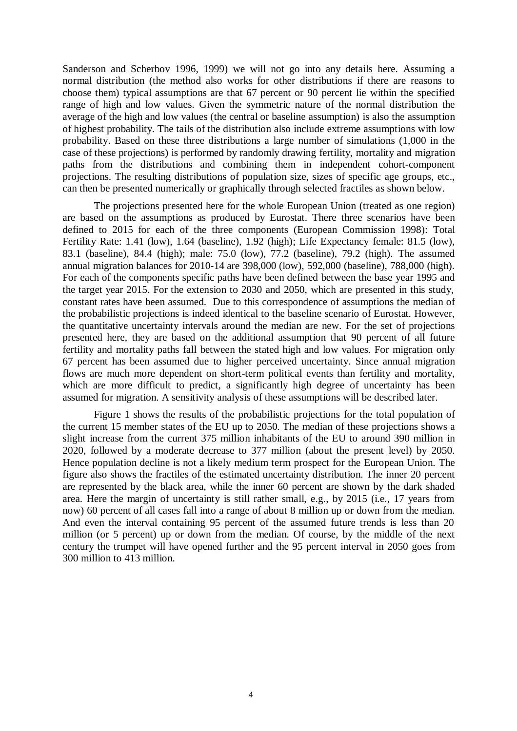Sanderson and Scherbov 1996, 1999) we will not go into any details here. Assuming a normal distribution (the method also works for other distributions if there are reasons to choose them) typical assumptions are that 67 percent or 90 percent lie within the specified range of high and low values. Given the symmetric nature of the normal distribution the average of the high and low values (the central or baseline assumption) is also the assumption of highest probability. The tails of the distribution also include extreme assumptions with low probability. Based on these three distributions a large number of simulations (1,000 in the case of these projections) is performed by randomly drawing fertility, mortality and migration paths from the distributions and combining them in independent cohort-component projections. The resulting distributions of population size, sizes of specific age groups, etc., can then be presented numerically or graphically through selected fractiles as shown below.

The projections presented here for the whole European Union (treated as one region) are based on the assumptions as produced by Eurostat. There three scenarios have been defined to 2015 for each of the three components (European Commission 1998): Total Fertility Rate: 1.41 (low), 1.64 (baseline), 1.92 (high); Life Expectancy female: 81.5 (low), 83.1 (baseline), 84.4 (high); male: 75.0 (low), 77.2 (baseline), 79.2 (high). The assumed annual migration balances for 2010-14 are 398,000 (low), 592,000 (baseline), 788,000 (high). For each of the components specific paths have been defined between the base year 1995 and the target year 2015. For the extension to 2030 and 2050, which are presented in this study, constant rates have been assumed. Due to this correspondence of assumptions the median of the probabilistic projections is indeed identical to the baseline scenario of Eurostat. However, the quantitative uncertainty intervals around the median are new. For the set of projections presented here, they are based on the additional assumption that 90 percent of all future fertility and mortality paths fall between the stated high and low values. For migration only 67 percent has been assumed due to higher perceived uncertainty. Since annual migration flows are much more dependent on short-term political events than fertility and mortality, which are more difficult to predict, a significantly high degree of uncertainty has been assumed for migration. A sensitivity analysis of these assumptions will be described later.

Figure 1 shows the results of the probabilistic projections for the total population of the current 15 member states of the EU up to 2050. The median of these projections shows a slight increase from the current 375 million inhabitants of the EU to around 390 million in 2020, followed by a moderate decrease to 377 million (about the present level) by 2050. Hence population decline is not a likely medium term prospect for the European Union. The figure also shows the fractiles of the estimated uncertainty distribution. The inner 20 percent are represented by the black area, while the inner 60 percent are shown by the dark shaded area. Here the margin of uncertainty is still rather small, e.g., by 2015 (i.e., 17 years from now) 60 percent of all cases fall into a range of about 8 million up or down from the median. And even the interval containing 95 percent of the assumed future trends is less than 20 million (or 5 percent) up or down from the median. Of course, by the middle of the next century the trumpet will have opened further and the 95 percent interval in 2050 goes from 300 million to 413 million.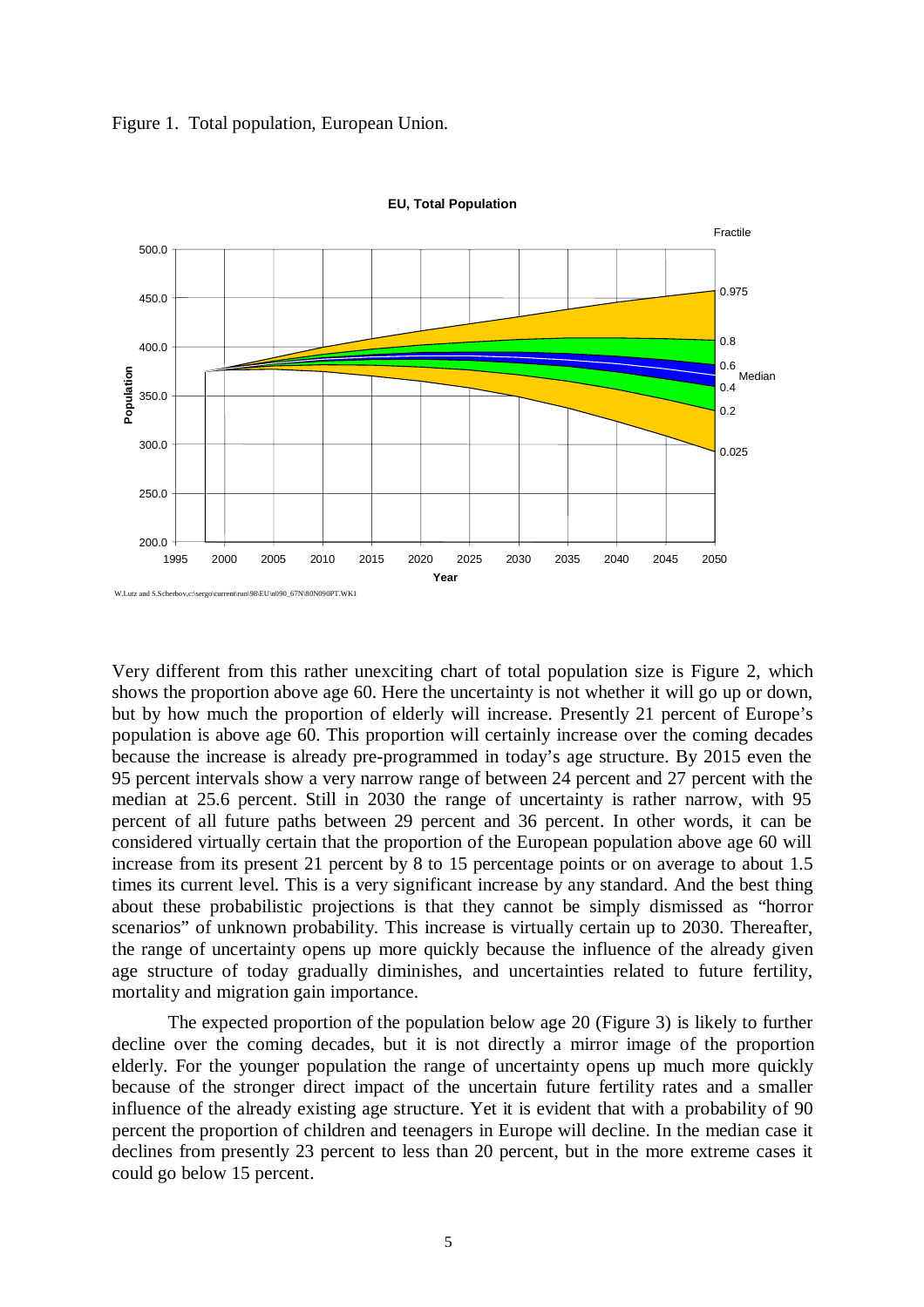Figure 1. Total population, European Union.

Very different from this rather unexciting chart of total population size is Figure 2, which shows the proportion above age 60. Here the uncertainty is not whether it will go up or down, but by how much the proportion of elderly will increase. Presently 21 percent of Europe's population is above age 60. This proportion will certainly increase over the coming decades because the increase is already pre-programmed in today's age structure. By 2015 even the 95 percent intervals show a very narrow range of between 24 percent and 27 percent with the median at 25.6 percent. Still in 2030 the range of uncertainty is rather narrow, with 95 percent of all future paths between 29 percent and 36 percent. In other words, it can be considered virtually certain that the proportion of the European population above age 60 will increase from its present 21 percent by 8 to 15 percentage points or on average to about 1.5 times its current level. This is a very significant increase by any standard. And the best thing about these probabilistic projections is that they cannot be simply dismissed as "horror scenarios" of unknown probability. This increase is virtually certain up to 2030. Thereafter, the range of uncertainty opens up more quickly because the influence of the already given age structure of today gradually diminishes, and uncertainties related to future fertility, mortality and migration gain importance.

The expected proportion of the population below age 20 (Figure 3) is likely to further decline over the coming decades, but it is not directly a mirror image of the proportion elderly. For the younger population the range of uncertainty opens up much more quickly because of the stronger direct impact of the uncertain future fertility rates and a smaller influence of the already existing age structure. Yet it is evident that with a probability of 90 percent the proportion of children and teenagers in Europe will decline. In the median case it declines from presently 23 percent to less than 20 percent, but in the more extreme cases it could go below 15 percent.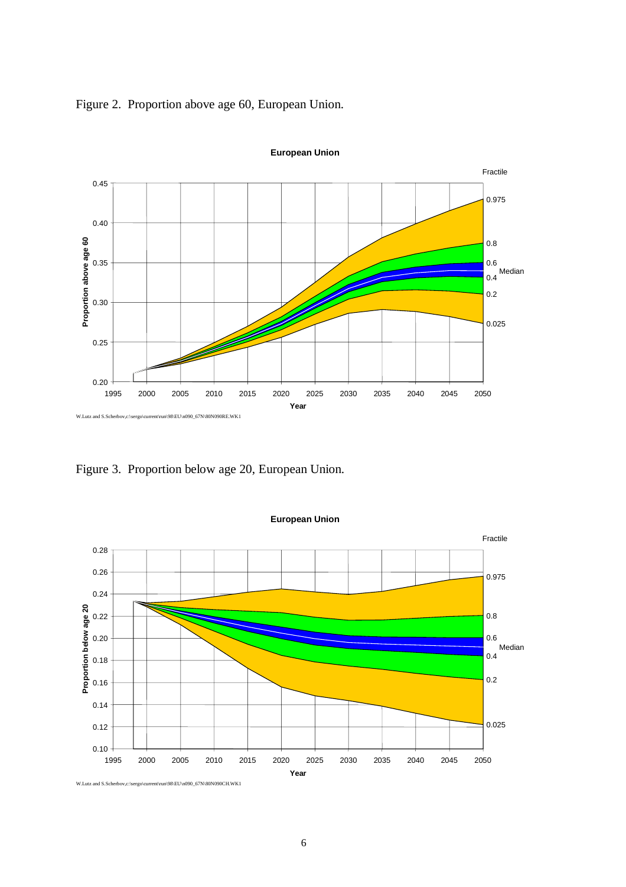Figure 2. Proportion above age 60, European Union.

Figure 3. Proportion below age 20, European Union.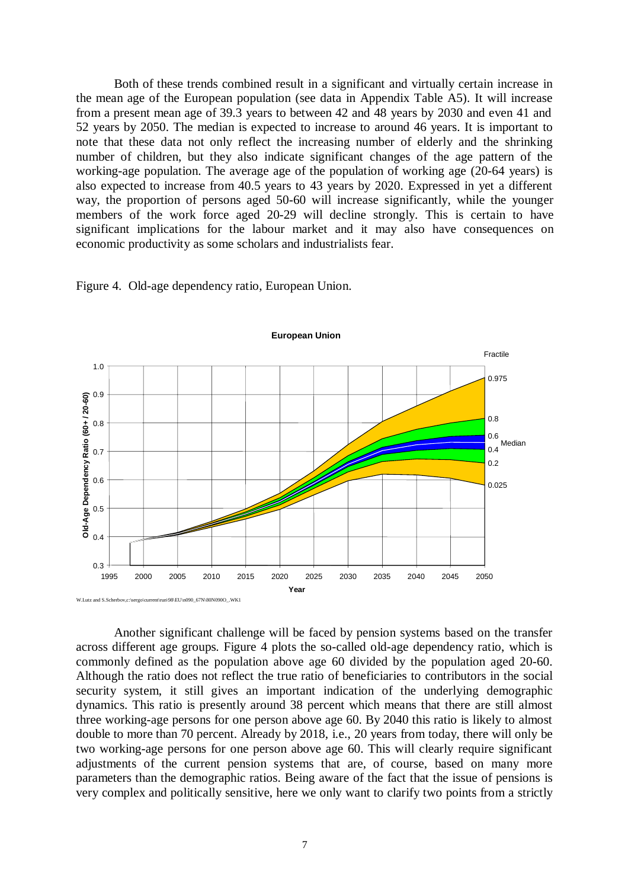Both of these trends combined result in a significant and virtually certain increase in the mean age of the European population (see data in Appendix Table A5). It will increase from a present mean age of 39.3 years to between 42 and 48 years by 2030 and even 41 and 52 years by 2050. The median is expected to increase to around 46 years. It is important to note that these data not only reflect the increasing number of elderly and the shrinking number of children, but they also indicate significant changes of the age pattern of the working-age population. The average age of the population of working age (20-64 years) is also expected to increase from 40.5 years to 43 years by 2020. Expressed in yet a different way, the proportion of persons aged 50-60 will increase significantly, while the younger members of the work force aged 20-29 will decline strongly. This is certain to have significant implications for the labour market and it may also have consequences on economic productivity as some scholars and industrialists fear.

Figure 4. Old-age dependency ratio, European Union.

Another significant challenge will be faced by pension systems based on the transfer across different age groups. Figure 4 plots the so-called old-age dependency ratio, which is commonly defined as the population above age 60 divided by the population aged 20-60. Although the ratio does not reflect the true ratio of beneficiaries to contributors in the social security system, it still gives an important indication of the underlying demographic dynamics. This ratio is presently around 38 percent which means that there are still almost three working-age persons for one person above age 60. By 2040 this ratio is likely to almost double to more than 70 percent. Already by 2018, i.e., 20 years from today, there will only be two working-age persons for one person above age 60. This will clearly require significant adjustments of the current pension systems that are, of course, based on many more parameters than the demographic ratios. Being aware of the fact that the issue of pensions is very complex and politically sensitive, here we only want to clarify two points from a strictly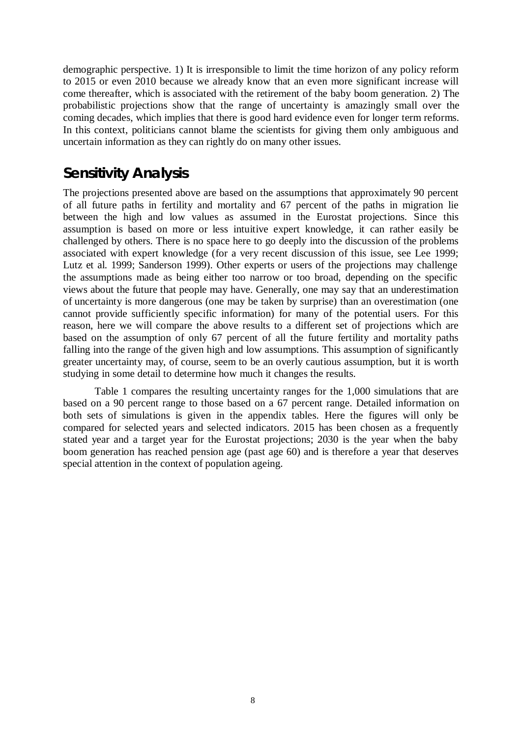demographic perspective. 1) It is irresponsible to limit the time horizon of any policy reform to 2015 or even 2010 because we already know that an even more significant increase will come thereafter, which is associated with the retirement of the baby boom generation. 2) The probabilistic projections show that the range of uncertainty is amazingly small over the coming decades, which implies that there is good hard evidence even for longer term reforms. In this context, politicians cannot blame the scientists for giving them only ambiguous and uncertain information as they can rightly do on many other issues.

## Sensitivity Analysis

The projections presented above are based on the assumptions that approximately 90 percent of all future paths in fertility and mortality and 67 percent of the paths in migration lie between the high and low values as assumed in the Eurostat projections. Since this assumption is based on more or less intuitive expert knowledge, it can rather easily be challenged by others. There is no space here to go deeply into the discussion of the problems associated with expert knowledge (for a very recent discussion of this issue, see Lee 1999; Lutz et al. 1999; Sanderson 1999). Other experts or users of the projections may challenge the assumptions made as being either too narrow or too broad, depending on the specific views about the future that people may have. Generally, one may say that an underestimation of uncertainty is more dangerous (one may be taken by surprise) than an overestimation (one cannot provide sufficiently specific information) for many of the potential users. For this reason, here we will compare the above results to a different set of projections which are based on the assumption of only 67 percent of all the future fertility and mortality paths falling into the range of the given high and low assumptions. This assumption of significantly greater uncertainty may, of course, seem to be an overly cautious assumption, but it is worth studying in some detail to determine how much it changes the results.

Table 1 compares the resulting uncertainty ranges for the 1,000 simulations that are based on a 90 percent range to those based on a 67 percent range. Detailed information on both sets of simulations is given in the appendix tables. Here the figures will only be compared for selected years and selected indicators. 2015 has been chosen as a frequently stated year and a target year for the Eurostat projections; 2030 is the year when the baby boom generation has reached pension age (past age 60) and is therefore a year that deserves special attention in the context of population ageing.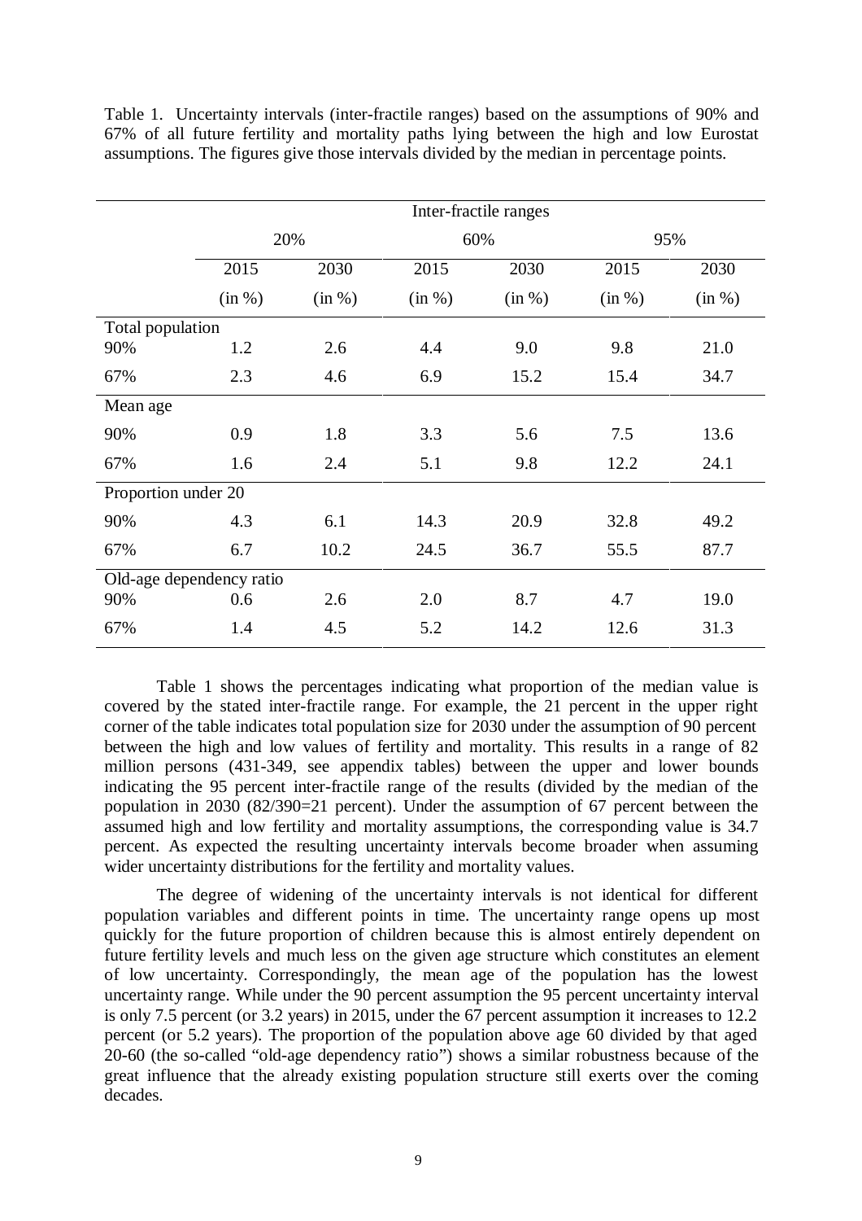Table 1. Uncertainty intervals (inter-fractile ranges) based on the assumptions of 90% and 67% of all future fertility and mortality paths lying between the high and low Eurostat assumptions. The figures give those intervals divided by the median in percentage points.

| | Inter-fractile ranges | | | | | |
|---|---|---|---|---|---|---|
| | 20% | | 60% | | 95% | |
| | 2015 (in %) | 2030 (in %) | 2015 (in %) | 2030 (in %) | 2015 (in %) | 2030 (in %) |
| Total population | | | | | | |
| 90% | 1.2 | 2.6 | 4.4 | 9.0 | 9.8 | 21.0 |
| 67% | 2.3 | 4.6 | 6.9 | 15.2 | 15.4 | 34.7 |
| Mean age | | | | | | |
| 90% | 0.9 | 1.8 | 3.3 | 5.6 | 7.5 | 13.6 |
| 67% | 1.6 | 2.4 | 5.1 | 9.8 | 12.2 | 24.1 |
| Proportion under 20 | | | | | | |
| 90% | 4.3 | 6.1 | 14.3 | 20.9 | 32.8 | 49.2 |
| 67% | 6.7 | 10.2 | 24.5 | 36.7 | 55.5 | 87.7 |
| Old-age dependency ratio | | | | | | |
| 90% | 0.6 | 2.6 | 2.0 | 8.7 | 4.7 | 19.0 |
| 67% | 1.4 | 4.5 | 5.2 | 14.2 | 12.6 | 31.3 |

Table 1 shows the percentages indicating what proportion of the median value is covered by the stated inter-fractile range. For example, the 21 percent in the upper right corner of the table indicates total population size for 2030 under the assumption of 90 percent between the high and low values of fertility and mortality. This results in a range of 82 million persons (431-349, see appendix tables) between the upper and lower bounds indicating the 95 percent inter-fractile range of the results (divided by the median of the population in 2030 (82/390=21 percent). Under the assumption of 67 percent between the assumed high and low fertility and mortality assumptions, the corresponding value is 34.7 percent. As expected the resulting uncertainty intervals become broader when assuming wider uncertainty distributions for the fertility and mortality values.

The degree of widening of the uncertainty intervals is not identical for different population variables and different points in time. The uncertainty range opens up most quickly for the future proportion of children because this is almost entirely dependent on future fertility levels and much less on the given age structure which constitutes an element of low uncertainty. Correspondingly, the mean age of the population has the lowest uncertainty range. While under the 90 percent assumption the 95 percent uncertainty interval is only 7.5 percent (or 3.2 years) in 2015, under the 67 percent assumption it increases to 12.2 percent (or 5.2 years). The proportion of the population above age 60 divided by that aged 20-60 (the so-called "old-age dependency ratio") shows a similar robustness because of the great influence that the already existing population structure still exerts over the coming decades.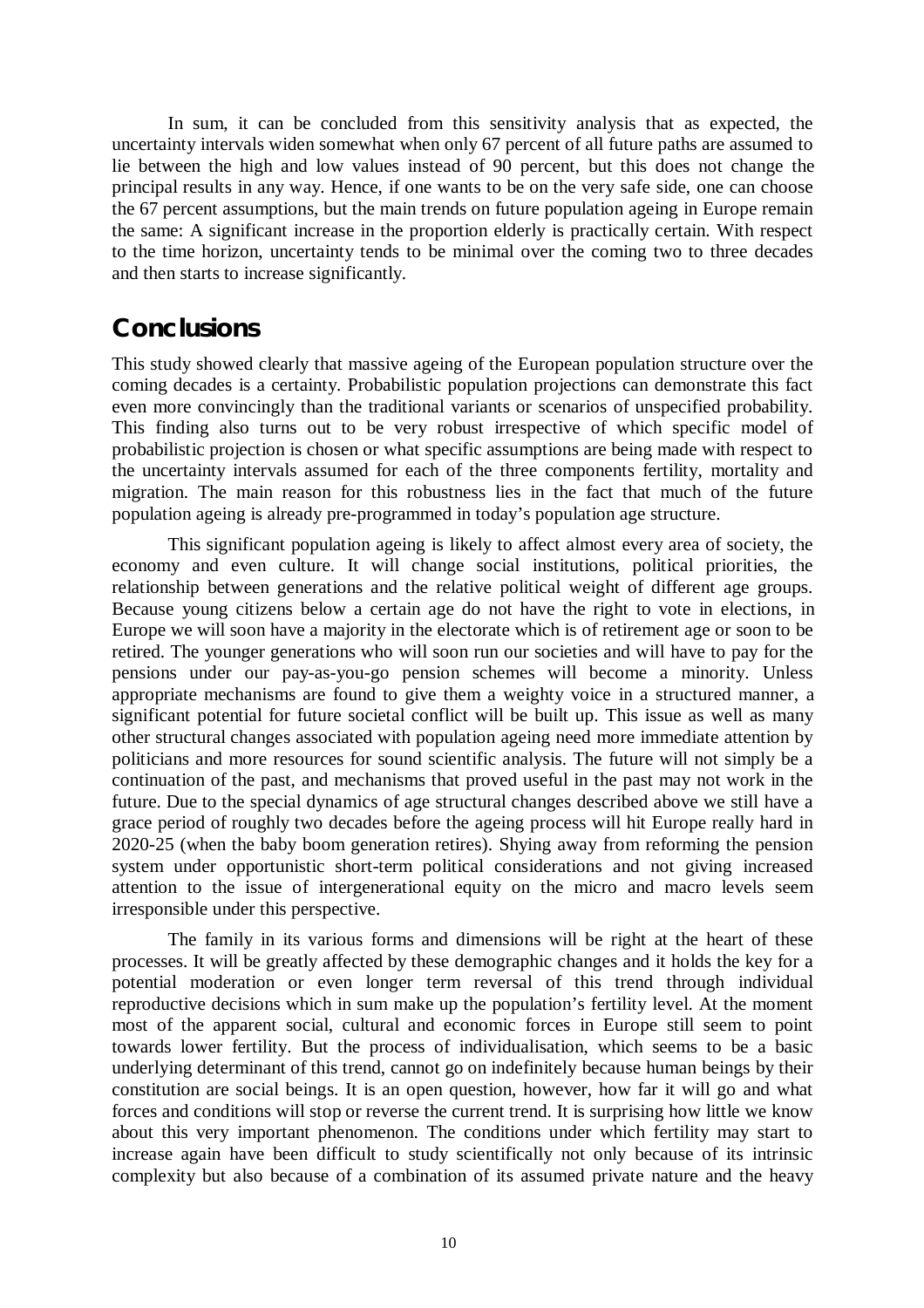In sum, it can be concluded from this sensitivity analysis that as expected, the uncertainty intervals widen somewhat when only 67 percent of all future paths are assumed to lie between the high and low values instead of 90 percent, but this does not change the principal results in any way. Hence, if one wants to be on the very safe side, one can choose the 67 percent assumptions, but the main trends on future population ageing in Europe remain the same: A significant increase in the proportion elderly is practically certain. With respect to the time horizon, uncertainty tends to be minimal over the coming two to three decades and then starts to increase significantly.

## Conclusions

This study showed clearly that massive ageing of the European population structure over the coming decades is a certainty. Probabilistic population projections can demonstrate this fact even more convincingly than the traditional variants or scenarios of unspecified probability. This finding also turns out to be very robust irrespective of which specific model of probabilistic projection is chosen or what specific assumptions are being made with respect to the uncertainty intervals assumed for each of the three components fertility, mortality and migration. The main reason for this robustness lies in the fact that much of the future population ageing is already pre-programmed in today's population age structure.

This significant population ageing is likely to affect almost every area of society, the economy and even culture. It will change social institutions, political priorities, the relationship between generations and the relative political weight of different age groups. Because young citizens below a certain age do not have the right to vote in elections, in Europe we will soon have a majority in the electorate which is of retirement age or soon to be retired. The younger generations who will soon run our societies and will have to pay for the pensions under our pay-as-you-go pension schemes will become a minority. Unless appropriate mechanisms are found to give them a weighty voice in a structured manner, a significant potential for future societal conflict will be built up. This issue as well as many other structural changes associated with population ageing need more immediate attention by politicians and more resources for sound scientific analysis. The future will not simply be a continuation of the past, and mechanisms that proved useful in the past may not work in the future. Due to the special dynamics of age structural changes described above we still have a grace period of roughly two decades before the ageing process will hit Europe really hard in 2020-25 (when the baby boom generation retires). Shying away from reforming the pension system under opportunistic short-term political considerations and not giving increased attention to the issue of intergenerational equity on the micro and macro levels seem irresponsible under this perspective.

The family in its various forms and dimensions will be right at the heart of these processes. It will be greatly affected by these demographic changes and it holds the key for a potential moderation or even longer term reversal of this trend through individual reproductive decisions which in sum make up the population's fertility level. At the moment most of the apparent social, cultural and economic forces in Europe still seem to point towards lower fertility. But the process of individualisation, which seems to be a basic underlying determinant of this trend, cannot go on indefinitely because human beings by their constitution are social beings. It is an open question, however, how far it will go and what forces and conditions will stop or reverse the current trend. It is surprising how little we know about this very important phenomenon. The conditions under which fertility may start to increase again have been difficult to study scientifically not only because of its intrinsic complexity but also because of a combination of its assumed private nature and the heavy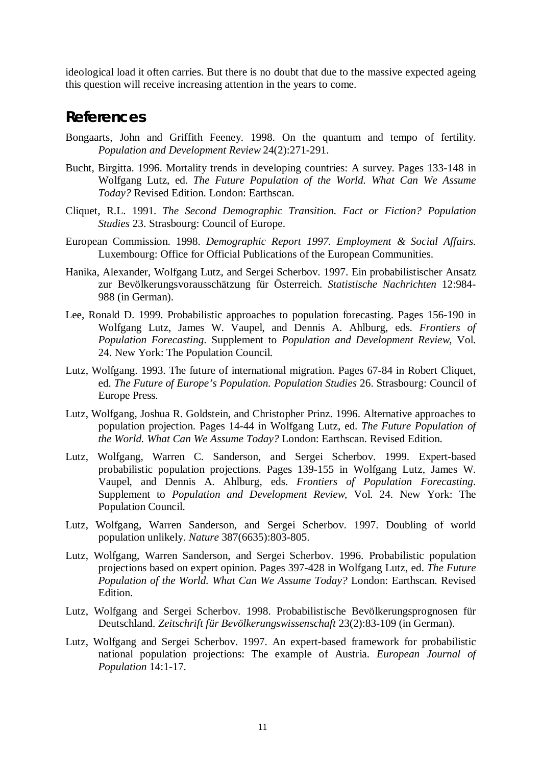ideological load it often carries. But there is no doubt that due to the massive expected ageing this question will receive increasing attention in the years to come.

## References

Bongaarts, John and Griffith Feeney. 1998. On the quantum and tempo of fertility. *Population and Development Review* 24(2):271-291.

Bucht, Birgitta. 1996. Mortality trends in developing countries: A survey. Pages 133-148 in Wolfgang Lutz, ed. *The Future Population of the World. What Can We Assume Today?* Revised Edition. London: Earthscan.

Cliquet, R.L. 1991. *The Second Demographic Transition. Fact or Fiction? Population Studies* 23. Strasbourg: Council of Europe.

European Commission. 1998. *Demographic Report 1997. Employment & Social Affairs.* Luxembourg: Office for Official Publications of the European Communities.

Hanika, Alexander, Wolfgang Lutz, and Sergei Scherbov. 1997. Ein probabilistischer Ansatz zur Bevölkerungsvorausschätzung für Österreich. *Statistische Nachrichten* 12:984-988 (in German).

Lee, Ronald D. 1999. Probabilistic approaches to population forecasting. Pages 156-190 in Wolfgang Lutz, James W. Vaupel, and Dennis A. Ahlburg, eds. *Frontiers of Population Forecasting*. Supplement to *Population and Development Review*, Vol. 24. New York: The Population Council.

Lutz, Wolfgang. 1993. The future of international migration. Pages 67-84 in Robert Cliquet, ed. *The Future of Europe's Population. Population Studies* 26. Strasbourg: Council of Europe Press.

Lutz, Wolfgang, Joshua R. Goldstein, and Christopher Prinz. 1996. Alternative approaches to population projection. Pages 14-44 in Wolfgang Lutz, ed. *The Future Population of the World. What Can We Assume Today?* London: Earthscan. Revised Edition.

Lutz, Wolfgang, Warren C. Sanderson, and Sergei Scherbov. 1999. Expert-based probabilistic population projections. Pages 139-155 in Wolfgang Lutz, James W. Vaupel, and Dennis A. Ahlburg, eds. *Frontiers of Population Forecasting*. Supplement to *Population and Development Review*, Vol. 24. New York: The Population Council.

Lutz, Wolfgang, Warren Sanderson, and Sergei Scherbov. 1997. Doubling of world population unlikely. *Nature* 387(6635):803-805.

Lutz, Wolfgang, Warren Sanderson, and Sergei Scherbov. 1996. Probabilistic population projections based on expert opinion. Pages 397-428 in Wolfgang Lutz, ed. *The Future Population of the World. What Can We Assume Today?* London: Earthscan. Revised Edition.

Lutz, Wolfgang and Sergei Scherbov. 1998. Probabilistische Bevölkerungsprognosen für Deutschland. *Zeitschrift für Bevölkerungswissenschaft* 23(2):83-109 (in German).

Lutz, Wolfgang and Sergei Scherbov. 1997. An expert-based framework for probabilistic national population projections: The example of Austria. *European Journal of Population* 14:1-17.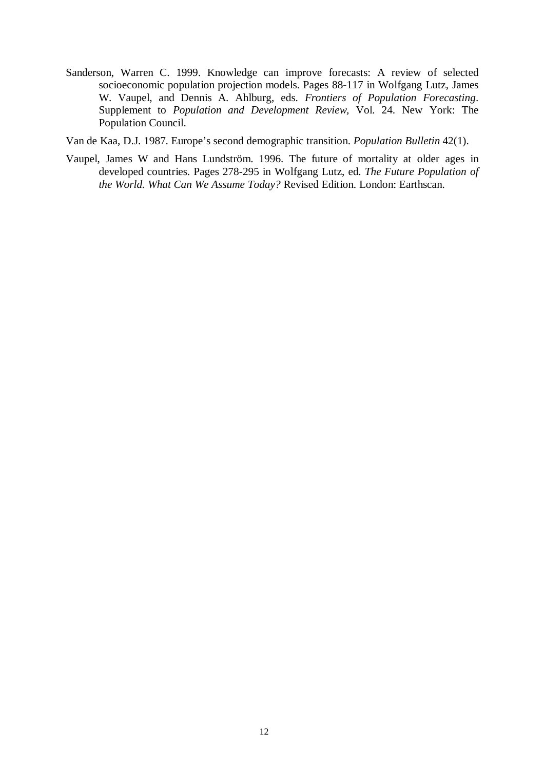Sanderson, Warren C. 1999. Knowledge can improve forecasts: A review of selected socioeconomic population projection models. Pages 88-117 in Wolfgang Lutz, James W. Vaupel, and Dennis A. Ahlburg, eds. *Frontiers of Population Forecasting*. Supplement to *Population and Development Review*, Vol. 24. New York: The Population Council.

Van de Kaa, D.J. 1987. Europe's second demographic transition. *Population Bulletin* 42(1).

Vaupel, James W and Hans Lundström. 1996. The future of mortality at older ages in developed countries. Pages 278-295 in Wolfgang Lutz, ed. *The Future Population of the World. What Can We Assume Today?* Revised Edition. London: Earthscan.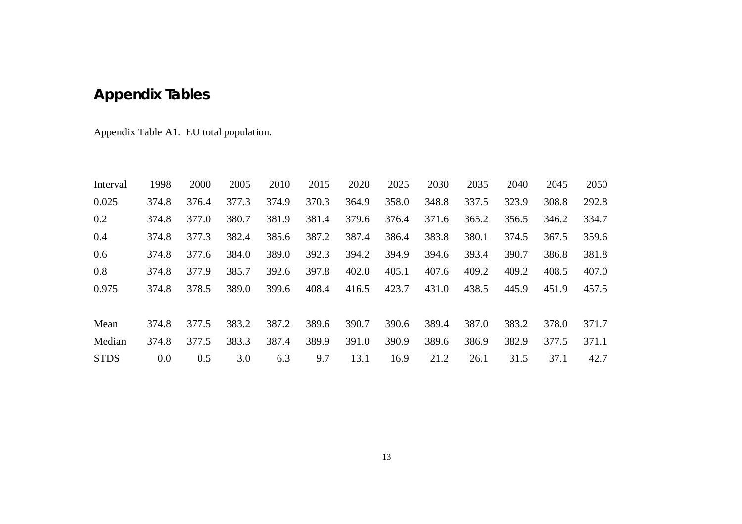# Appendix Tables

Appendix Table A1. EU total population.

| Interval | 1998 | 2000 | 2005 | 2010 | 2015 | 2020 | 2025 | 2030 | 2035 | 2040 | 2045 | 2050 |
|---|---|---|---|---|---|---|---|---|---|---|---|---|
| 0.025 | 374.8 | 376.4 | 377.3 | 374.9 | 370.3 | 364.9 | 358.0 | 348.8 | 337.5 | 323.9 | 308.8 | 292.8 |
| 0.2 | 374.8 | 377.0 | 380.7 | 381.9 | 381.4 | 379.6 | 376.4 | 371.6 | 365.2 | 356.5 | 346.2 | 334.7 |
| 0.4 | 374.8 | 377.3 | 382.4 | 385.6 | 387.2 | 387.4 | 386.4 | 383.8 | 380.1 | 374.5 | 367.5 | 359.6 |
| 0.6 | 374.8 | 377.6 | 384.0 | 389.0 | 392.3 | 394.2 | 394.9 | 394.6 | 393.4 | 390.7 | 386.8 | 381.8 |
| 0.8 | 374.8 | 377.9 | 385.7 | 392.6 | 397.8 | 402.0 | 405.1 | 407.6 | 409.2 | 409.2 | 408.5 | 407.0 |
| 0.975 | 374.8 | 378.5 | 389.0 | 399.6 | 408.4 | 416.5 | 423.7 | 431.0 | 438.5 | 445.9 | 451.9 | 457.5 |
| | | | | | | | | | | | | |
| Mean | 374.8 | 377.5 | 383.2 | 387.2 | 389.6 | 390.7 | 390.6 | 389.4 | 387.0 | 383.2 | 378.0 | 371.7 |
| Median | 374.8 | 377.5 | 383.3 | 387.4 | 389.9 | 391.0 | 390.9 | 389.6 | 386.9 | 382.9 | 377.5 | 371.1 |
| STDS | 0.0 | 0.5 | 3.0 | 6.3 | 9.7 | 13.1 | 16.9 | 21.2 | 26.1 | 31.5 | 37.1 | 42.7 |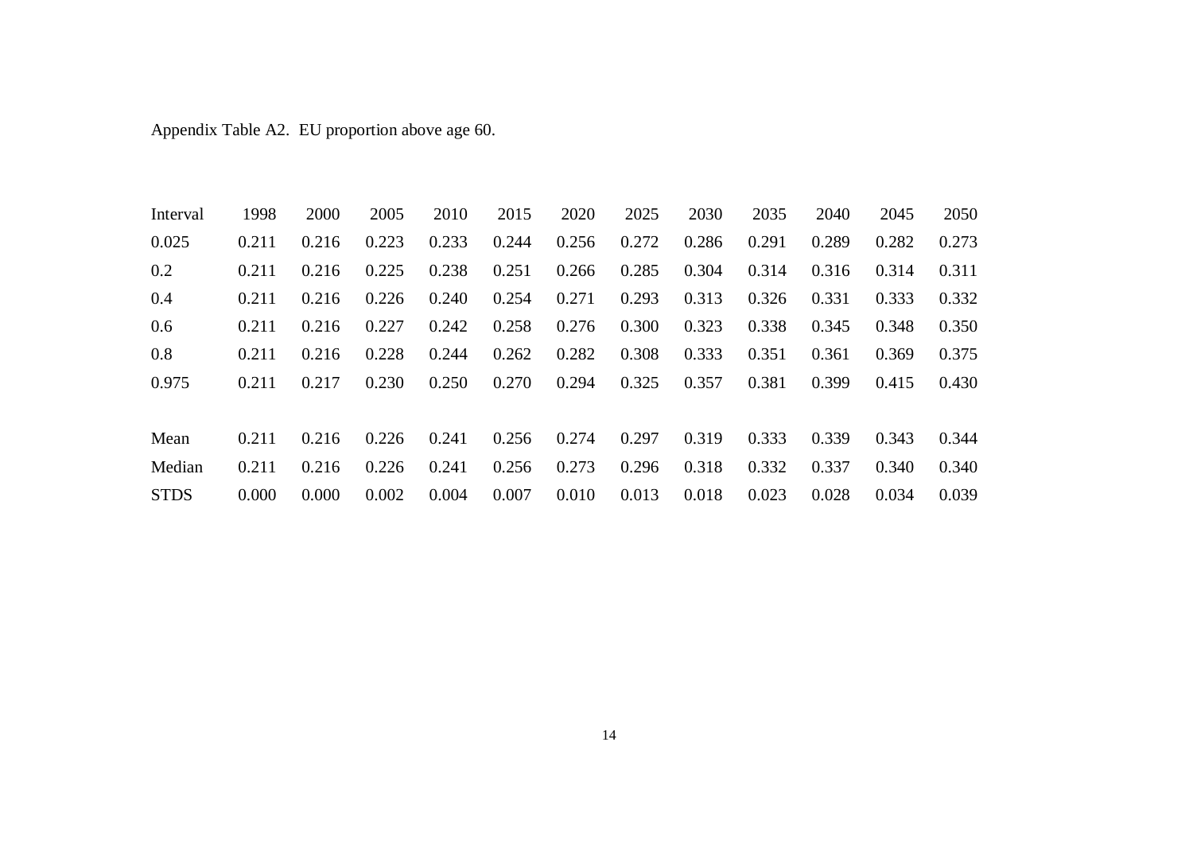Appendix Table A2. EU proportion above age 60.

| Interval | 1998 | 2000 | 2005 | 2010 | 2015 | 2020 | 2025 | 2030 | 2035 | 2040 | 2045 | 2050 |
|---|---|---|---|---|---|---|---|---|---|---|---|---|
| 0.025 | 0.211 | 0.216 | 0.223 | 0.233 | 0.244 | 0.256 | 0.272 | 0.286 | 0.291 | 0.289 | 0.282 | 0.273 |
| 0.2 | 0.211 | 0.216 | 0.225 | 0.238 | 0.251 | 0.266 | 0.285 | 0.304 | 0.314 | 0.316 | 0.314 | 0.311 |
| 0.4 | 0.211 | 0.216 | 0.226 | 0.240 | 0.254 | 0.271 | 0.293 | 0.313 | 0.326 | 0.331 | 0.333 | 0.332 |
| 0.6 | 0.211 | 0.216 | 0.227 | 0.242 | 0.258 | 0.276 | 0.300 | 0.323 | 0.338 | 0.345 | 0.348 | 0.350 |
| 0.8 | 0.211 | 0.216 | 0.228 | 0.244 | 0.262 | 0.282 | 0.308 | 0.333 | 0.351 | 0.361 | 0.369 | 0.375 |
| 0.975 | 0.211 | 0.217 | 0.230 | 0.250 | 0.270 | 0.294 | 0.325 | 0.357 | 0.381 | 0.399 | 0.415 | 0.430 |
| | | | | | | | | | | | | |
| Mean | 0.211 | 0.216 | 0.226 | 0.241 | 0.256 | 0.274 | 0.297 | 0.319 | 0.333 | 0.339 | 0.343 | 0.344 |
| Median | 0.211 | 0.216 | 0.226 | 0.241 | 0.256 | 0.273 | 0.296 | 0.318 | 0.332 | 0.337 | 0.340 | 0.340 |
| STDS | 0.000 | 0.000 | 0.002 | 0.004 | 0.007 | 0.010 | 0.013 | 0.018 | 0.023 | 0.028 | 0.034 | 0.039 |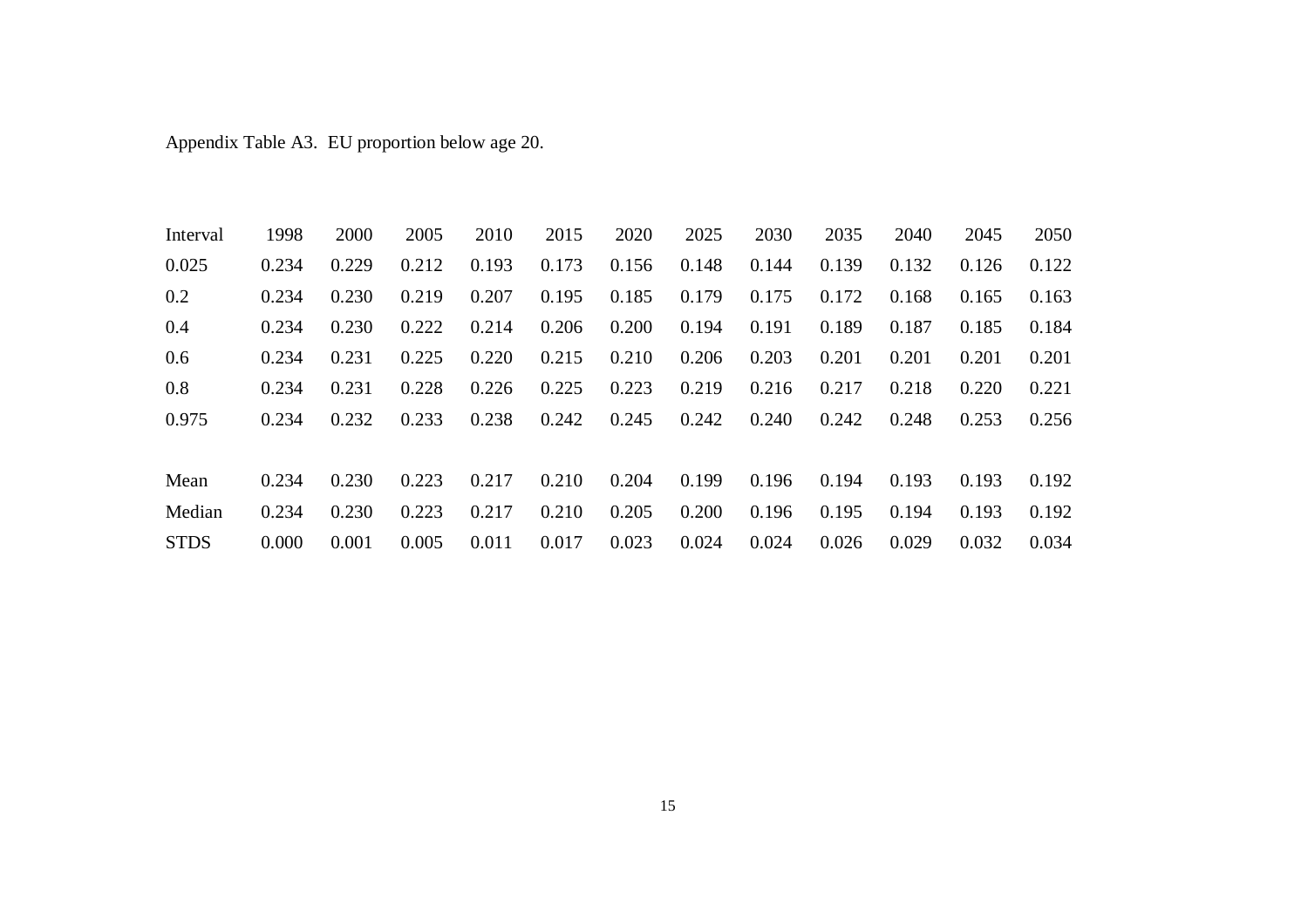Appendix Table A3. EU proportion below age 20.

| Interval | 1998 | 2000 | 2005 | 2010 | 2015 | 2020 | 2025 | 2030 | 2035 | 2040 | 2045 | 2050 |
|---|---|---|---|---|---|---|---|---|---|---|---|---|
| 0.025 | 0.234 | 0.229 | 0.212 | 0.193 | 0.173 | 0.156 | 0.148 | 0.144 | 0.139 | 0.132 | 0.126 | 0.122 |
| 0.2 | 0.234 | 0.230 | 0.219 | 0.207 | 0.195 | 0.185 | 0.179 | 0.175 | 0.172 | 0.168 | 0.165 | 0.163 |
| 0.4 | 0.234 | 0.230 | 0.222 | 0.214 | 0.206 | 0.200 | 0.194 | 0.191 | 0.189 | 0.187 | 0.185 | 0.184 |
| 0.6 | 0.234 | 0.231 | 0.225 | 0.220 | 0.215 | 0.210 | 0.206 | 0.203 | 0.201 | 0.201 | 0.201 | 0.201 |
| 0.8 | 0.234 | 0.231 | 0.228 | 0.226 | 0.225 | 0.223 | 0.219 | 0.216 | 0.217 | 0.218 | 0.220 | 0.221 |
| 0.975 | 0.234 | 0.232 | 0.233 | 0.238 | 0.242 | 0.245 | 0.242 | 0.240 | 0.242 | 0.248 | 0.253 | 0.256 |
| | | | | | | | | | | | | |
| Mean | 0.234 | 0.230 | 0.223 | 0.217 | 0.210 | 0.204 | 0.199 | 0.196 | 0.194 | 0.193 | 0.193 | 0.192 |
| Median | 0.234 | 0.230 | 0.223 | 0.217 | 0.210 | 0.205 | 0.200 | 0.196 | 0.195 | 0.194 | 0.193 | 0.192 |
| STDS | 0.000 | 0.001 | 0.005 | 0.011 | 0.017 | 0.023 | 0.024 | 0.024 | 0.026 | 0.029 | 0.032 | 0.034 |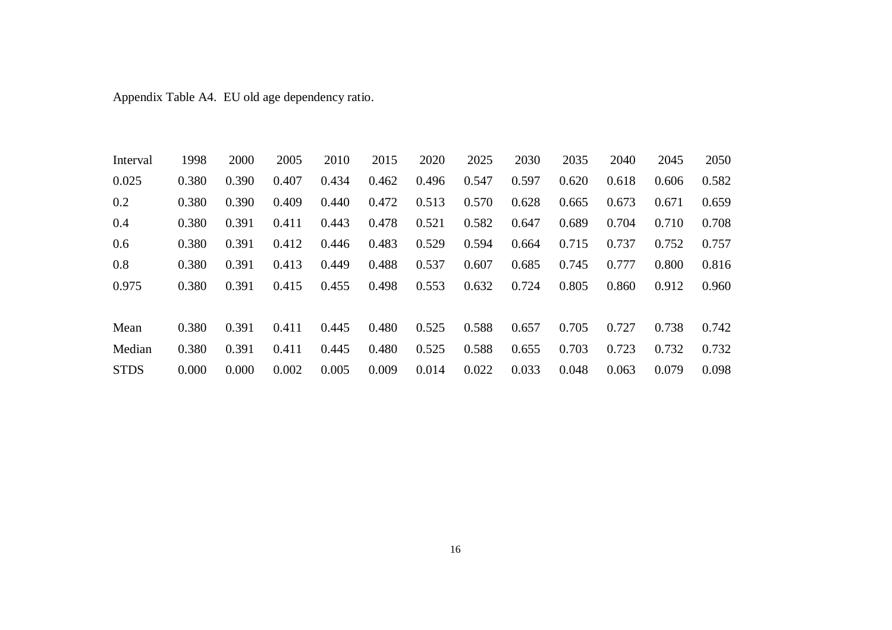Appendix Table A4. EU old age dependency ratio.

| Interval | 1998 | 2000 | 2005 | 2010 | 2015 | 2020 | 2025 | 2030 | 2035 | 2040 | 2045 | 2050 |
|---|---|---|---|---|---|---|---|---|---|---|---|---|
| 0.025 | 0.380 | 0.390 | 0.407 | 0.434 | 0.462 | 0.496 | 0.547 | 0.597 | 0.620 | 0.618 | 0.606 | 0.582 |
| 0.2 | 0.380 | 0.390 | 0.409 | 0.440 | 0.472 | 0.513 | 0.570 | 0.628 | 0.665 | 0.673 | 0.671 | 0.659 |
| 0.4 | 0.380 | 0.391 | 0.411 | 0.443 | 0.478 | 0.521 | 0.582 | 0.647 | 0.689 | 0.704 | 0.710 | 0.708 |
| 0.6 | 0.380 | 0.391 | 0.412 | 0.446 | 0.483 | 0.529 | 0.594 | 0.664 | 0.715 | 0.737 | 0.752 | 0.757 |
| 0.8 | 0.380 | 0.391 | 0.413 | 0.449 | 0.488 | 0.537 | 0.607 | 0.685 | 0.745 | 0.777 | 0.800 | 0.816 |
| 0.975 | 0.380 | 0.391 | 0.415 | 0.455 | 0.498 | 0.553 | 0.632 | 0.724 | 0.805 | 0.860 | 0.912 | 0.960 |
| | | | | | | | | | | | | |
| Mean | 0.380 | 0.391 | 0.411 | 0.445 | 0.480 | 0.525 | 0.588 | 0.657 | 0.705 | 0.727 | 0.738 | 0.742 |
| Median | 0.380 | 0.391 | 0.411 | 0.445 | 0.480 | 0.525 | 0.588 | 0.655 | 0.703 | 0.723 | 0.732 | 0.732 |
| STDS | 0.000 | 0.000 | 0.002 | 0.005 | 0.009 | 0.014 | 0.022 | 0.033 | 0.048 | 0.063 | 0.079 | 0.098 |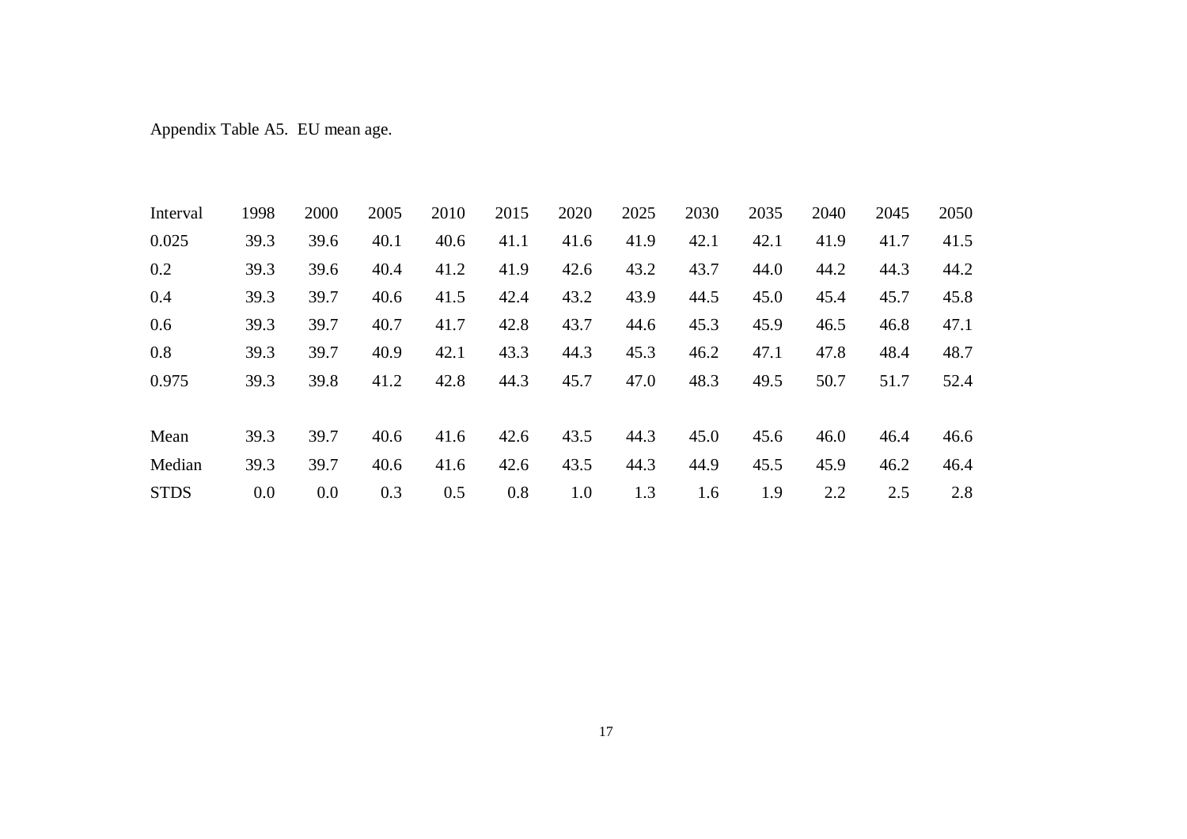Appendix Table A5. EU mean age.

| Interval | 1998 | 2000 | 2005 | 2010 | 2015 | 2020 | 2025 | 2030 | 2035 | 2040 | 2045 | 2050 |
|---|---|---|---|---|---|---|---|---|---|---|---|---|
| 0.025 | 39.3 | 39.6 | 40.1 | 40.6 | 41.1 | 41.6 | 41.9 | 42.1 | 42.1 | 41.9 | 41.7 | 41.5 |
| 0.2 | 39.3 | 39.6 | 40.4 | 41.2 | 41.9 | 42.6 | 43.2 | 43.7 | 44.0 | 44.2 | 44.3 | 44.2 |
| 0.4 | 39.3 | 39.7 | 40.6 | 41.5 | 42.4 | 43.2 | 43.9 | 44.5 | 45.0 | 45.4 | 45.7 | 45.8 |
| 0.6 | 39.3 | 39.7 | 40.7 | 41.7 | 42.8 | 43.7 | 44.6 | 45.3 | 45.9 | 46.5 | 46.8 | 47.1 |
| 0.8 | 39.3 | 39.7 | 40.9 | 42.1 | 43.3 | 44.3 | 45.3 | 46.2 | 47.1 | 47.8 | 48.4 | 48.7 |
| 0.975 | 39.3 | 39.8 | 41.2 | 42.8 | 44.3 | 45.7 | 47.0 | 48.3 | 49.5 | 50.7 | 51.7 | 52.4 |
| | | | | | | | | | | | | |
| Mean | 39.3 | 39.7 | 40.6 | 41.6 | 42.6 | 43.5 | 44.3 | 45.0 | 45.6 | 46.0 | 46.4 | 46.6 |
| Median | 39.3 | 39.7 | 40.6 | 41.6 | 42.6 | 43.5 | 44.3 | 44.9 | 45.5 | 45.9 | 46.2 | 46.4 |
| STDS | 0.0 | 0.0 | 0.3 | 0.5 | 0.8 | 1.0 | 1.3 | 1.6 | 1.9 | 2.2 | 2.5 | 2.8 |